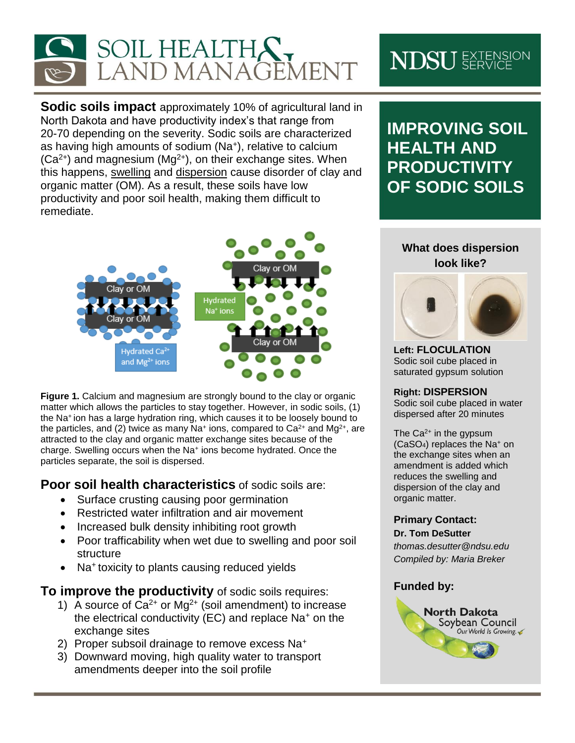SOIL HEALTH & LAND MANAGEMENT

NDSU EXTENSION SERVICE

# IMPROVING SOIL HEALTH AND PRODUCTIVITY OF SODIC SOILS

**Sodic soils impact** approximately 10% of agricultural land in North Dakota and have productivity index's that range from 20-70 depending on the severity. Sodic soils are characterized as having high amounts of sodium ($Na^+$), relative to calcium ($Ca^{2+}$) and magnesium ($Mg^{2+}$), on their exchange sites. When this happens, swelling and dispersion cause disorder of clay and organic matter (OM). As a result, these soils have low productivity and poor soil health, making them difficult to remediate.

**Figure 1.** Calcium and magnesium are strongly bound to the clay or organic matter which allows the particles to stay together. However, in sodic soils, (1) the $Na^+$ ion has a large hydration ring, which causes it to be loosely bound to the particles, and (2) twice as many $Na^+$ ions, compared to $Ca^{2+}$ and $Mg^{2+}$, are attracted to the clay and organic matter exchange sites because of the charge. Swelling occurs when the $Na^+$ ions become hydrated. Once the particles separate, the soil is dispersed.

## **Poor soil health characteristics** of sodic soils are:

- Surface crusting causing poor germination
- Restricted water infiltration and air movement
- Increased bulk density inhibiting root growth
- Poor trafficability when wet due to swelling and poor soil structure
- $Na^+$ toxicity to plants causing reduced yields

## **To improve the productivity** of sodic soils requires:

1) A source of $Ca^{2+}$ or $Mg^{2+}$ (soil amendment) to increase the electrical conductivity (EC) and replace $Na^+$ on the exchange sites
2) Proper subsoil drainage to remove excess $Na^+$
3) Downward moving, high quality water to transport amendments deeper into the soil profile

### What does dispersion look like?

**Left: FLOCULATION**
Sodic soil cube placed in saturated gypsum solution

**Right: DISPERSION**
Sodic soil cube placed in water dispersed after 20 minutes

The $Ca^{2+}$ in the gypsum ($CaSO_4$) replaces the $Na^+$ on the exchange sites when an amendment is added which reduces the swelling and dispersion of the clay and organic matter.

**Primary Contact:**
**Dr. Tom DeSutter**
*thomas.desutter@ndsu.edu*
*Compiled by: Maria Breker*

**Funded by:**

North Dakota Soybean Council
*Our World Is Growing.*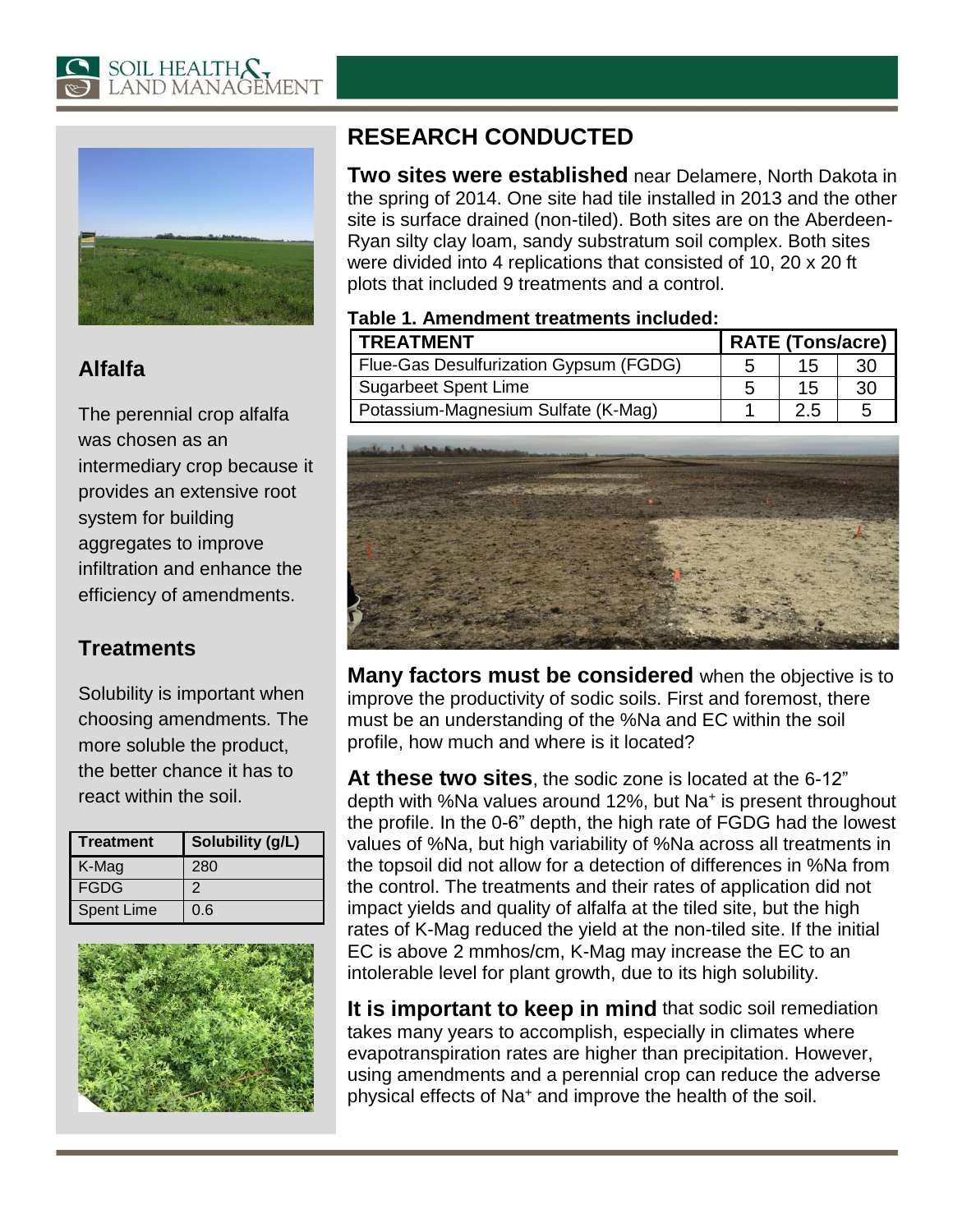## Alfalfa

The perennial crop alfalfa was chosen as an intermediary crop because it provides an extensive root system for building aggregates to improve infiltration and enhance the efficiency of amendments.

## Treatments

Solubility is important when choosing amendments. The more soluble the product, the better chance it has to react within the soil.

| Treatment | Solubility (g/L) |
|---|---|
| K-Mag | 280 |
| FGDG | 2 |
| Spent Lime | 0.6 |

# RESEARCH CONDUCTED

**Two sites were established** near Delamere, North Dakota in the spring of 2014. One site had tile installed in 2013 and the other site is surface drained (non-tiled). Both sites are on the Aberdeen-Ryan silty clay loam, sandy substratum soil complex. Both sites were divided into 4 replications that consisted of 10, 20 x 20 ft plots that included 9 treatments and a control.

**Table 1. Amendment treatments included:**

| TREATMENT | RATE (Tons/acre) | | |
|---|---|---|---|
| Flue-Gas Desulfurization Gypsum (FGDG) | 5 | 15 | 30 |
| Sugarbeet Spent Lime | 5 | 15 | 30 |
| Potassium-Magnesium Sulfate (K-Mag) | 1 | 2.5 | 5 |

**Many factors must be considered** when the objective is to improve the productivity of sodic soils. First and foremost, there must be an understanding of the %Na and EC within the soil profile, how much and where is it located?

**At these two sites**, the sodic zone is located at the 6-12" depth with %Na values around 12%, but $Na^+$ is present throughout the profile. In the 0-6" depth, the high rate of FGDG had the lowest values of %Na, but high variability of %Na across all treatments in the topsoil did not allow for a detection of differences in %Na from the control. The treatments and their rates of application did not impact yields and quality of alfalfa at the tiled site, but the high rates of K-Mag reduced the yield at the non-tiled site. If the initial EC is above 2 mmhos/cm, K-Mag may increase the EC to an intolerable level for plant growth, due to its high solubility.

**It is important to keep in mind** that sodic soil remediation takes many years to accomplish, especially in climates where evapotranspiration rates are higher than precipitation. However, using amendments and a perennial crop can reduce the adverse physical effects of $Na^+$ and improve the health of the soil.